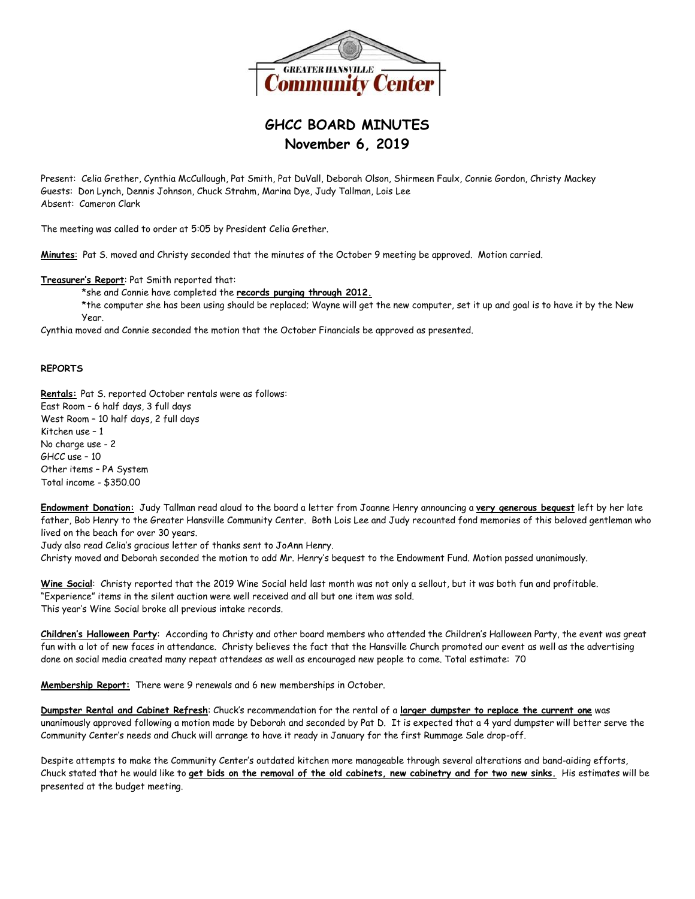# GHCC BOARD MINUTES

## November 6, 2019

Present: Celia Grether, Cynthia McCullough, Pat Smith, Pat DuVall, Deborah Olson, Shirmeen Faulx, Connie Gordon, Christy Mackey
Guests: Don Lynch, Dennis Johnson, Chuck Strahm, Marina Dye, Judy Tallman, Lois Lee
Absent: Cameron Clark

The meeting was called to order at 5:05 by President Celia Grether.

**Minutes**: Pat S. moved and Christy seconded that the minutes of the October 9 meeting be approved. Motion carried.

**Treasurer's Report**: Pat Smith reported that:

*she and Connie have completed the **records purging through 2012.**

*the computer she has been using should be replaced; Wayne will get the new computer, set it up and goal is to have it by the New Year.

Cynthia moved and Connie seconded the motion that the October Financials be approved as presented.

**REPORTS**

**Rentals:** Pat S. reported October rentals were as follows:
East Room – 6 half days, 3 full days
West Room – 10 half days, 2 full days
Kitchen use – 1
No charge use - 2
GHCC use – 10
Other items – PA System
Total income - $350.00

**Endowment Donation:** Judy Tallman read aloud to the board a letter from Joanne Henry announcing a **very generous bequest** left by her late father, Bob Henry to the Greater Hansville Community Center. Both Lois Lee and Judy recounted fond memories of this beloved gentleman who lived on the beach for over 30 years.
Judy also read Celia's gracious letter of thanks sent to JoAnn Henry.
Christy moved and Deborah seconded the motion to add Mr. Henry's bequest to the Endowment Fund. Motion passed unanimously.

**Wine Social**: Christy reported that the 2019 Wine Social held last month was not only a sellout, but it was both fun and profitable. "Experience" items in the silent auction were well received and all but one item was sold.
This year's Wine Social broke all previous intake records.

**Children's Halloween Party**: According to Christy and other board members who attended the Children's Halloween Party, the event was great fun with a lot of new faces in attendance. Christy believes the fact that the Hansville Church promoted our event as well as the advertising done on social media created many repeat attendees as well as encouraged new people to come. Total estimate: 70

**Membership Report:** There were 9 renewals and 6 new memberships in October.

**Dumpster Rental and Cabinet Refresh**: Chuck's recommendation for the rental of a **larger dumpster to replace the current one** was unanimously approved following a motion made by Deborah and seconded by Pat D. It is expected that a 4 yard dumpster will better serve the Community Center's needs and Chuck will arrange to have it ready in January for the first Rummage Sale drop-off.

Despite attempts to make the Community Center's outdated kitchen more manageable through several alterations and band-aiding efforts, Chuck stated that he would like to **get bids on the removal of the old cabinets, new cabinetry and for two new sinks.** His estimates will be presented at the budget meeting.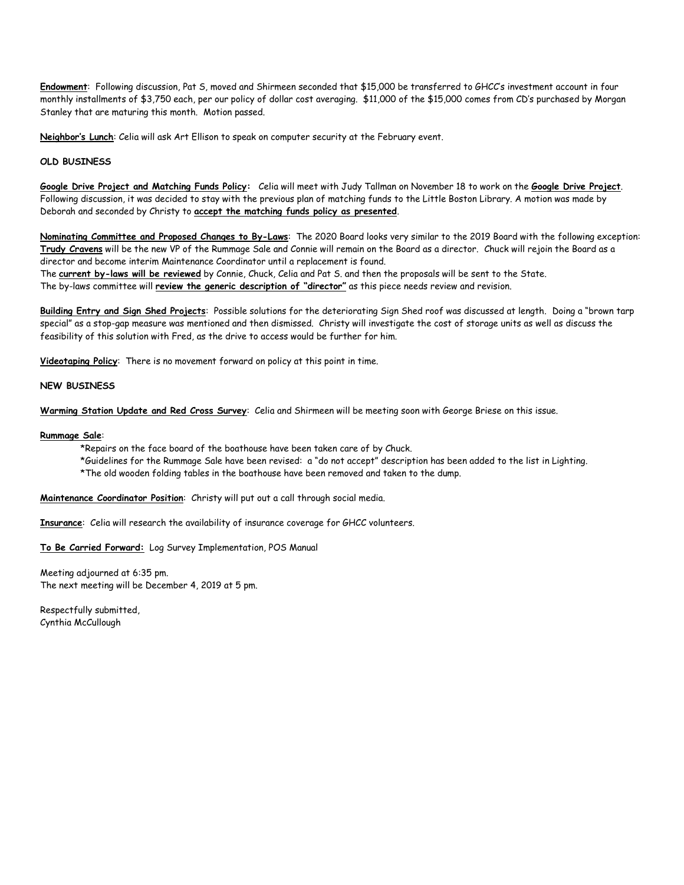**Endowment**: Following discussion, Pat S, moved and Shirmeen seconded that $15,000 be transferred to GHCC's investment account in four monthly installments of $3,750 each, per our policy of dollar cost averaging. $11,000 of the $15,000 comes from CD's purchased by Morgan Stanley that are maturing this month. Motion passed.

**Neighbor's Lunch**: Celia will ask Art Ellison to speak on computer security at the February event.

**OLD BUSINESS**

**Google Drive Project and Matching Funds Policy:** Celia will meet with Judy Tallman on November 18 to work on the **Google Drive Project**. Following discussion, it was decided to stay with the previous plan of matching funds to the Little Boston Library. A motion was made by Deborah and seconded by Christy to **accept the matching funds policy as presented**.

**Nominating Committee and Proposed Changes to By-Laws**: The 2020 Board looks very similar to the 2019 Board with the following exception: **Trudy Cravens** will be the new VP of the Rummage Sale and Connie will remain on the Board as a director. Chuck will rejoin the Board as a director and become interim Maintenance Coordinator until a replacement is found.
The **current by-laws will be reviewed** by Connie, Chuck, Celia and Pat S. and then the proposals will be sent to the State.
The by-laws committee will **review the generic description of "director"** as this piece needs review and revision.

**Building Entry and Sign Shed Projects**: Possible solutions for the deteriorating Sign Shed roof was discussed at length. Doing a "brown tarp special" as a stop-gap measure was mentioned and then dismissed. Christy will investigate the cost of storage units as well as discuss the feasibility of this solution with Fred, as the drive to access would be further for him.

**Videotaping Policy**: There is no movement forward on policy at this point in time.

**NEW BUSINESS**

**Warming Station Update and Red Cross Survey**: Celia and Shirmeen will be meeting soon with George Briese on this issue.

**Rummage Sale**:

*Repairs on the face board of the boathouse have been taken care of by Chuck.
*Guidelines for the Rummage Sale have been revised: a "do not accept" description has been added to the list in Lighting.
*The old wooden folding tables in the boathouse have been removed and taken to the dump.

**Maintenance Coordinator Position**: Christy will put out a call through social media.

**Insurance**: Celia will research the availability of insurance coverage for GHCC volunteers.

**To Be Carried Forward:** Log Survey Implementation, POS Manual

Meeting adjourned at 6:35 pm.
The next meeting will be December 4, 2019 at 5 pm.

Respectfully submitted,
Cynthia McCullough